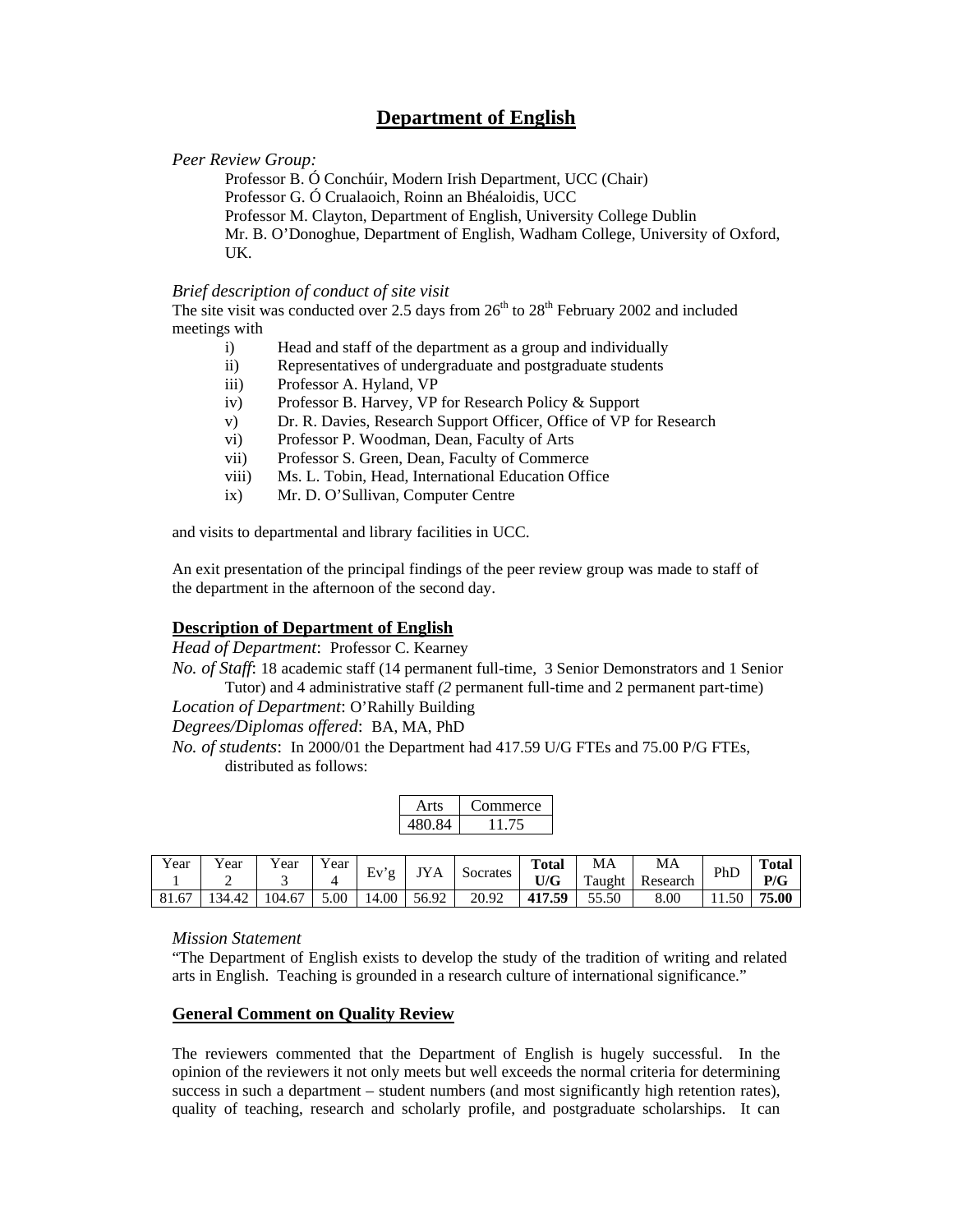# Department of English

*Peer Review Group:*

Professor B. Ó Conchúir, Modern Irish Department, UCC (Chair)
Professor G. Ó Crualaoich, Roinn an Bhéaloidis, UCC
Professor M. Clayton, Department of English, University College Dublin
Mr. B. O'Donoghue, Department of English, Wadham College, University of Oxford, UK.

*Brief description of conduct of site visit*

The site visit was conducted over 2.5 days from 26th to 28th February 2002 and included meetings with

- i) Head and staff of the department as a group and individually
- ii) Representatives of undergraduate and postgraduate students
- iii) Professor A. Hyland, VP
- iv) Professor B. Harvey, VP for Research Policy & Support
- v) Dr. R. Davies, Research Support Officer, Office of VP for Research
- vi) Professor P. Woodman, Dean, Faculty of Arts
- vii) Professor S. Green, Dean, Faculty of Commerce
- viii) Ms. L. Tobin, Head, International Education Office
- ix) Mr. D. O'Sullivan, Computer Centre

and visits to departmental and library facilities in UCC.

An exit presentation of the principal findings of the peer review group was made to staff of the department in the afternoon of the second day.

## Description of Department of English

*Head of Department*: Professor C. Kearney

*No. of Staff*: 18 academic staff (14 permanent full-time, 3 Senior Demonstrators and 1 Senior Tutor) and 4 administrative staff *(2* permanent full-time and 2 permanent part-time)

*Location of Department*: O'Rahilly Building

*Degrees/Diplomas offered*: BA, MA, PhD

*No. of students*: In 2000/01 the Department had 417.59 U/G FTEs and 75.00 P/G FTEs, distributed as follows:

| Arts | Commerce |
|---|---|
| 480.84 | 11.75 |

| Year 1 | Year 2 | Year 3 | Year 4 | Ev'g | JYA | Socrates | **Total U/G** | MA Taught | MA Research | PhD | **Total P/G** |
|---|---|---|---|---|---|---|---|---|---|---|---|
| 81.67 | 134.42 | 104.67 | 5.00 | 14.00 | 56.92 | 20.92 | **417.59** | 55.50 | 8.00 | 11.50 | **75.00** |

*Mission Statement*

"The Department of English exists to develop the study of the tradition of writing and related arts in English. Teaching is grounded in a research culture of international significance."

## General Comment on Quality Review

The reviewers commented that the Department of English is hugely successful. In the opinion of the reviewers it not only meets but well exceeds the normal criteria for determining success in such a department – student numbers (and most significantly high retention rates), quality of teaching, research and scholarly profile, and postgraduate scholarships. It can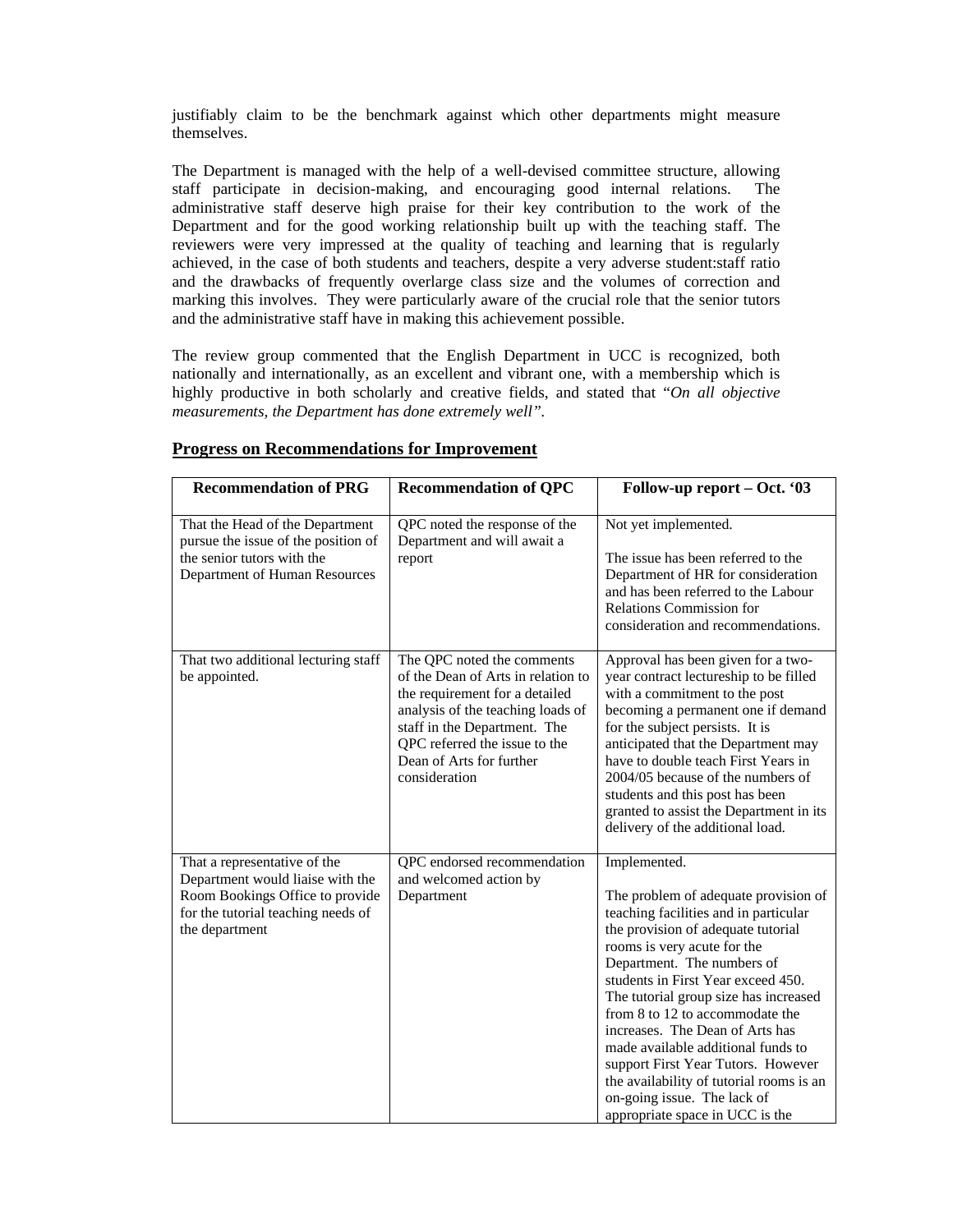justifiably claim to be the benchmark against which other departments might measure themselves.

The Department is managed with the help of a well-devised committee structure, allowing staff participate in decision-making, and encouraging good internal relations. The administrative staff deserve high praise for their key contribution to the work of the Department and for the good working relationship built up with the teaching staff. The reviewers were very impressed at the quality of teaching and learning that is regularly achieved, in the case of both students and teachers, despite a very adverse student:staff ratio and the drawbacks of frequently overlarge class size and the volumes of correction and marking this involves. They were particularly aware of the crucial role that the senior tutors and the administrative staff have in making this achievement possible.

The review group commented that the English Department in UCC is recognized, both nationally and internationally, as an excellent and vibrant one, with a membership which is highly productive in both scholarly and creative fields, and stated that "*On all objective measurements, the Department has done extremely well"*.

## Progress on Recommendations for Improvement

| Recommendation of PRG | Recommendation of QPC | Follow-up report – Oct. '03 |
|---|---|---|
| That the Head of the Department pursue the issue of the position of the senior tutors with the Department of Human Resources | QPC noted the response of the Department and will await a report | Not yet implemented.<br><br>The issue has been referred to the Department of HR for consideration and has been referred to the Labour Relations Commission for consideration and recommendations. |
| That two additional lecturing staff be appointed. | The QPC noted the comments of the Dean of Arts in relation to the requirement for a detailed analysis of the teaching loads of staff in the Department. The QPC referred the issue to the Dean of Arts for further consideration | Approval has been given for a two-year contract lectureship to be filled with a commitment to the post becoming a permanent one if demand for the subject persists. It is anticipated that the Department may have to double teach First Years in 2004/05 because of the numbers of students and this post has been granted to assist the Department in its delivery of the additional load. |
| That a representative of the Department would liaise with the Room Bookings Office to provide for the tutorial teaching needs of the department | QPC endorsed recommendation and welcomed action by Department | Implemented.<br><br>The problem of adequate provision of teaching facilities and in particular the provision of adequate tutorial rooms is very acute for the Department. The numbers of students in First Year exceed 450. The tutorial group size has increased from 8 to 12 to accommodate the increases. The Dean of Arts has made available additional funds to support First Year Tutors. However the availability of tutorial rooms is an on-going issue. The lack of appropriate space in UCC is the |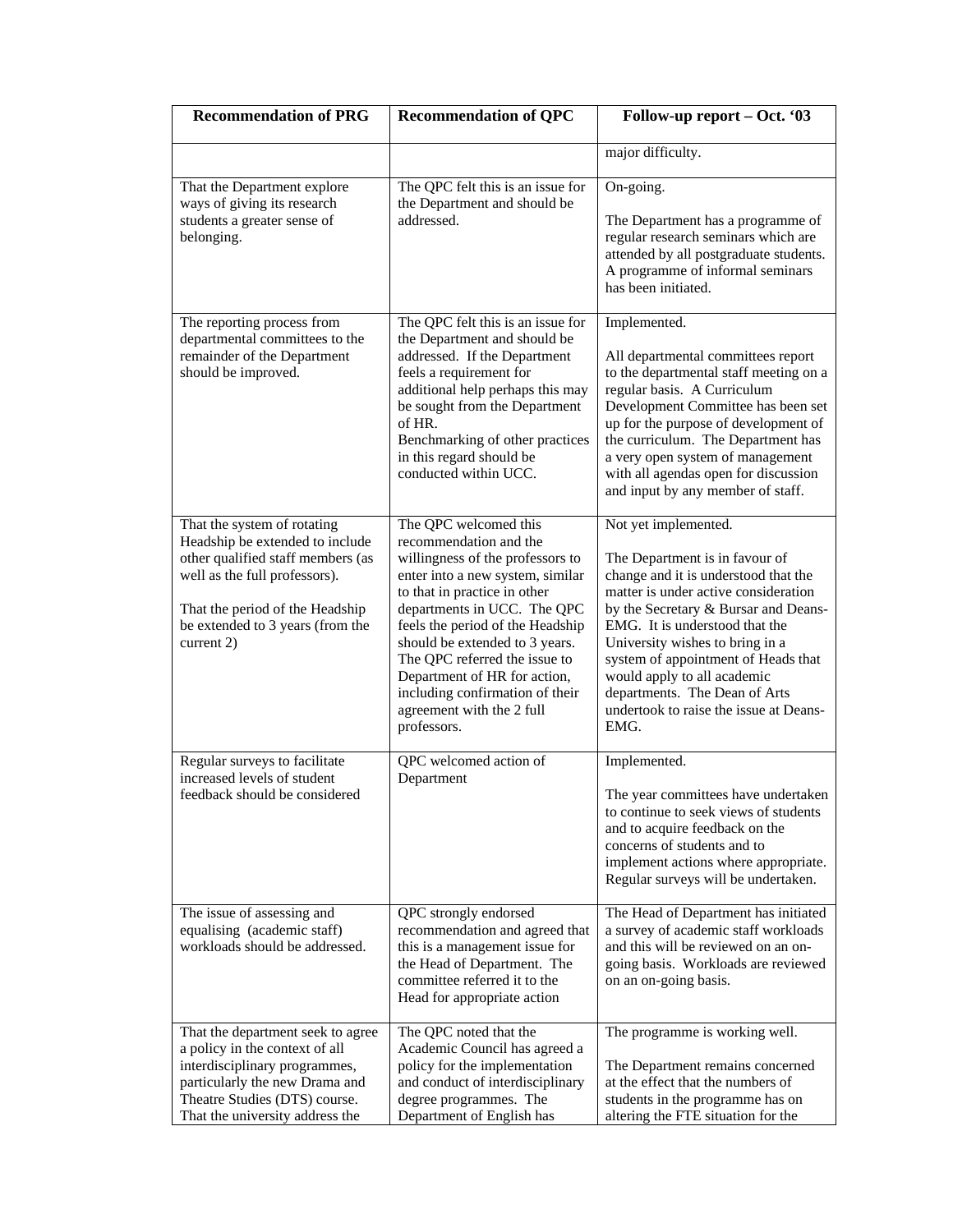| Recommendation of PRG | Recommendation of QPC | Follow-up report – Oct. '03 |
|---|---|---|
| | | major difficulty. |
| That the Department explore ways of giving its research students a greater sense of belonging. | The QPC felt this is an issue for the Department and should be addressed. | On-going.<br><br>The Department has a programme of regular research seminars which are attended by all postgraduate students. A programme of informal seminars has been initiated. |
| The reporting process from departmental committees to the remainder of the Department should be improved. | The QPC felt this is an issue for the Department and should be addressed. If the Department feels a requirement for additional help perhaps this may be sought from the Department of HR.<br>Benchmarking of other practices in this regard should be conducted within UCC. | Implemented.<br><br>All departmental committees report to the departmental staff meeting on a regular basis. A Curriculum Development Committee has been set up for the purpose of development of the curriculum. The Department has a very open system of management with all agendas open for discussion and input by any member of staff. |
| That the system of rotating Headship be extended to include other qualified staff members (as well as the full professors).<br><br>That the period of the Headship be extended to 3 years (from the current 2) | The QPC welcomed this recommendation and the willingness of the professors to enter into a new system, similar to that in practice in other departments in UCC. The QPC feels the period of the Headship should be extended to 3 years. The QPC referred the issue to Department of HR for action, including confirmation of their agreement with the 2 full professors. | Not yet implemented.<br><br>The Department is in favour of change and it is understood that the matter is under active consideration by the Secretary & Bursar and Deans-EMG. It is understood that the University wishes to bring in a system of appointment of Heads that would apply to all academic departments. The Dean of Arts undertook to raise the issue at Deans-EMG. |
| Regular surveys to facilitate increased levels of student feedback should be considered | QPC welcomed action of Department | Implemented.<br><br>The year committees have undertaken to continue to seek views of students and to acquire feedback on the concerns of students and to implement actions where appropriate. Regular surveys will be undertaken. |
| The issue of assessing and equalising (academic staff) workloads should be addressed. | QPC strongly endorsed recommendation and agreed that this is a management issue for the Head of Department. The committee referred it to the Head for appropriate action | The Head of Department has initiated a survey of academic staff workloads and this will be reviewed on an on-going basis. Workloads are reviewed on an on-going basis. |
| That the department seek to agree a policy in the context of all interdisciplinary programmes, particularly the new Drama and Theatre Studies (DTS) course. That the university address the | The QPC noted that the Academic Council has agreed a policy for the implementation and conduct of interdisciplinary degree programmes. The Department of English has | The programme is working well.<br><br>The Department remains concerned at the effect that the numbers of students in the programme has on altering the FTE situation for the |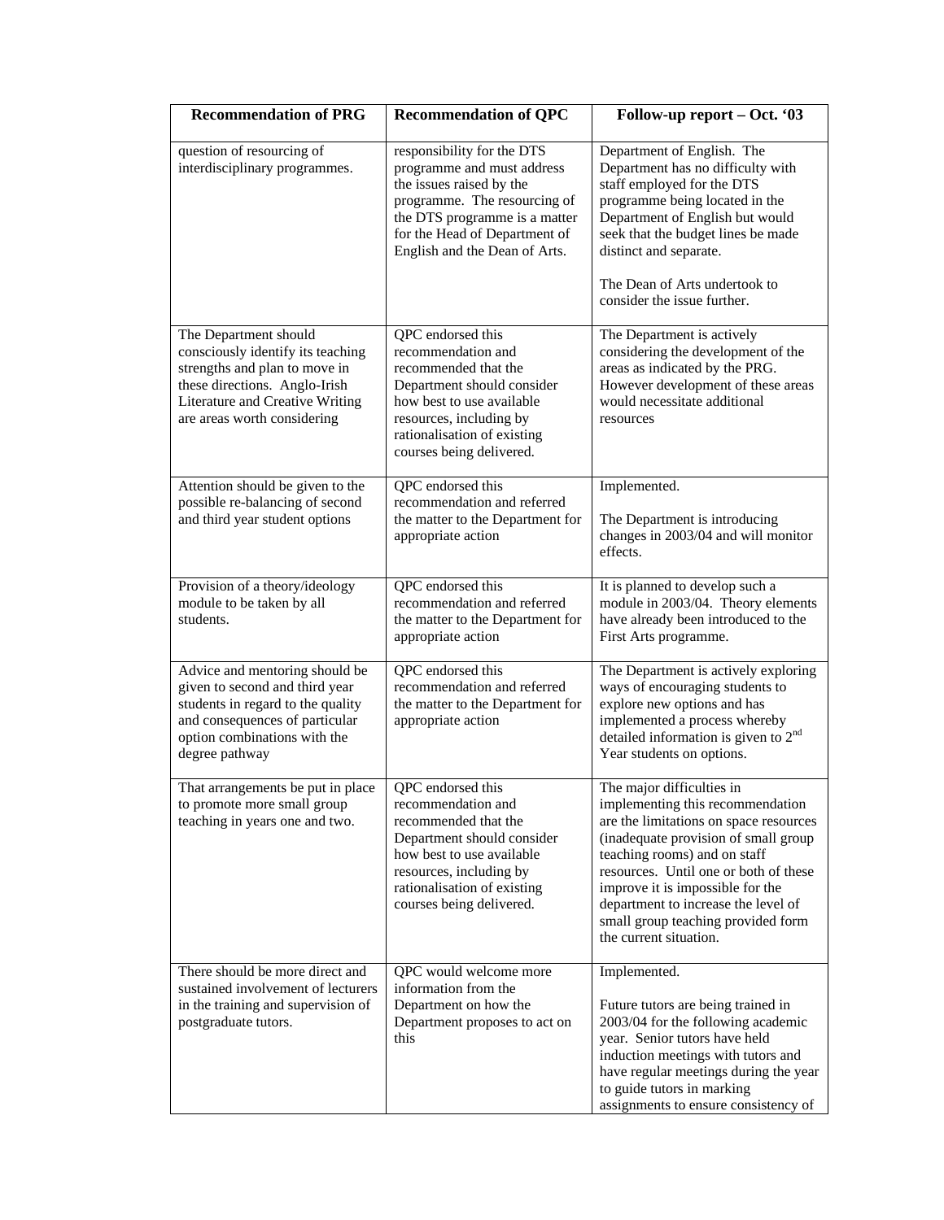| Recommendation of PRG | Recommendation of QPC | Follow-up report – Oct. '03 |
|---|---|---|
| question of resourcing of interdisciplinary programmes. | responsibility for the DTS programme and must address the issues raised by the programme. The resourcing of the DTS programme is a matter for the Head of Department of English and the Dean of Arts. | Department of English. The Department has no difficulty with staff employed for the DTS programme being located in the Department of English but would seek that the budget lines be made distinct and separate.<br><br>The Dean of Arts undertook to consider the issue further. |
| The Department should consciously identify its teaching strengths and plan to move in these directions. Anglo-Irish Literature and Creative Writing are areas worth considering | QPC endorsed this recommendation and recommended that the Department should consider how best to use available resources, including by rationalisation of existing courses being delivered. | The Department is actively considering the development of the areas as indicated by the PRG. However development of these areas would necessitate additional resources |
| Attention should be given to the possible re-balancing of second and third year student options | QPC endorsed this recommendation and referred the matter to the Department for appropriate action | Implemented.<br><br>The Department is introducing changes in 2003/04 and will monitor effects. |
| Provision of a theory/ideology module to be taken by all students. | QPC endorsed this recommendation and referred the matter to the Department for appropriate action | It is planned to develop such a module in 2003/04. Theory elements have already been introduced to the First Arts programme. |
| Advice and mentoring should be given to second and third year students in regard to the quality and consequences of particular option combinations with the degree pathway | QPC endorsed this recommendation and referred the matter to the Department for appropriate action | The Department is actively exploring ways of encouraging students to explore new options and has implemented a process whereby detailed information is given to 2nd Year students on options. |
| That arrangements be put in place to promote more small group teaching in years one and two. | QPC endorsed this recommendation and recommended that the Department should consider how best to use available resources, including by rationalisation of existing courses being delivered. | The major difficulties in implementing this recommendation are the limitations on space resources (inadequate provision of small group teaching rooms) and on staff resources. Until one or both of these improve it is impossible for the department to increase the level of small group teaching provided form the current situation. |
| There should be more direct and sustained involvement of lecturers in the training and supervision of postgraduate tutors. | QPC would welcome more information from the Department on how the Department proposes to act on this | Implemented.<br><br>Future tutors are being trained in 2003/04 for the following academic year. Senior tutors have held induction meetings with tutors and have regular meetings during the year to guide tutors in marking assignments to ensure consistency of |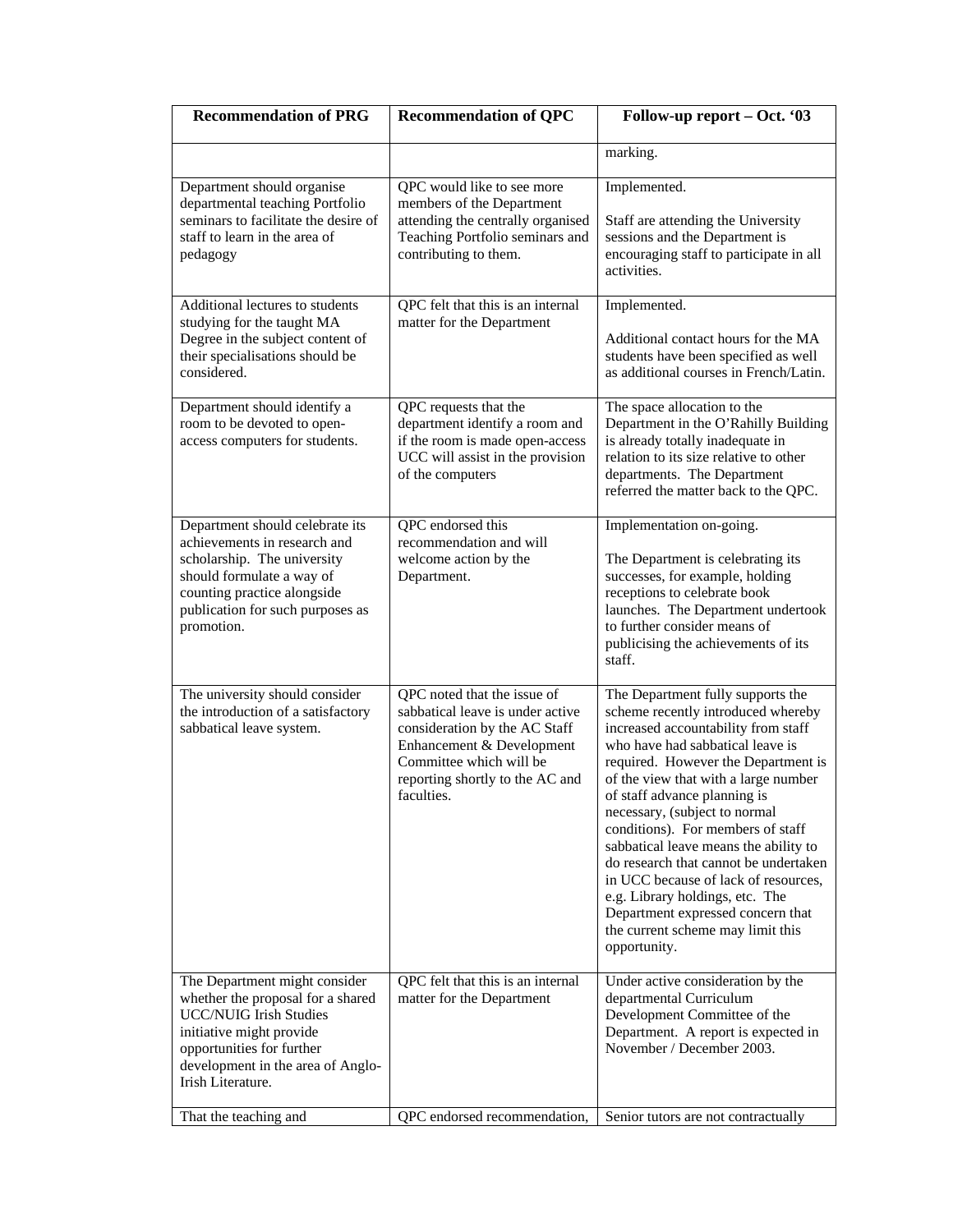| Recommendation of PRG | Recommendation of QPC | Follow-up report – Oct. '03 |
|---|---|---|
| | | marking. |
| Department should organise departmental teaching Portfolio seminars to facilitate the desire of staff to learn in the area of pedagogy | QPC would like to see more members of the Department attending the centrally organised Teaching Portfolio seminars and contributing to them. | Implemented.<br><br>Staff are attending the University sessions and the Department is encouraging staff to participate in all activities. |
| Additional lectures to students studying for the taught MA Degree in the subject content of their specialisations should be considered. | QPC felt that this is an internal matter for the Department | Implemented.<br><br>Additional contact hours for the MA students have been specified as well as additional courses in French/Latin. |
| Department should identify a room to be devoted to open-access computers for students. | QPC requests that the department identify a room and if the room is made open-access UCC will assist in the provision of the computers | The space allocation to the Department in the O'Rahilly Building is already totally inadequate in relation to its size relative to other departments. The Department referred the matter back to the QPC. |
| Department should celebrate its achievements in research and scholarship. The university should formulate a way of counting practice alongside publication for such purposes as promotion. | QPC endorsed this recommendation and will welcome action by the Department. | Implementation on-going.<br><br>The Department is celebrating its successes, for example, holding receptions to celebrate book launches. The Department undertook to further consider means of publicising the achievements of its staff. |
| The university should consider the introduction of a satisfactory sabbatical leave system. | QPC noted that the issue of sabbatical leave is under active consideration by the AC Staff Enhancement & Development Committee which will be reporting shortly to the AC and faculties. | The Department fully supports the scheme recently introduced whereby increased accountability from staff who have had sabbatical leave is required. However the Department is of the view that with a large number of staff advance planning is necessary, (subject to normal conditions). For members of staff sabbatical leave means the ability to do research that cannot be undertaken in UCC because of lack of resources, e.g. Library holdings, etc. The Department expressed concern that the current scheme may limit this opportunity. |
| The Department might consider whether the proposal for a shared UCC/NUIG Irish Studies initiative might provide opportunities for further development in the area of Anglo-Irish Literature. | QPC felt that this is an internal matter for the Department | Under active consideration by the departmental Curriculum Development Committee of the Department. A report is expected in November / December 2003. |
| That the teaching and | QPC endorsed recommendation, | Senior tutors are not contractually |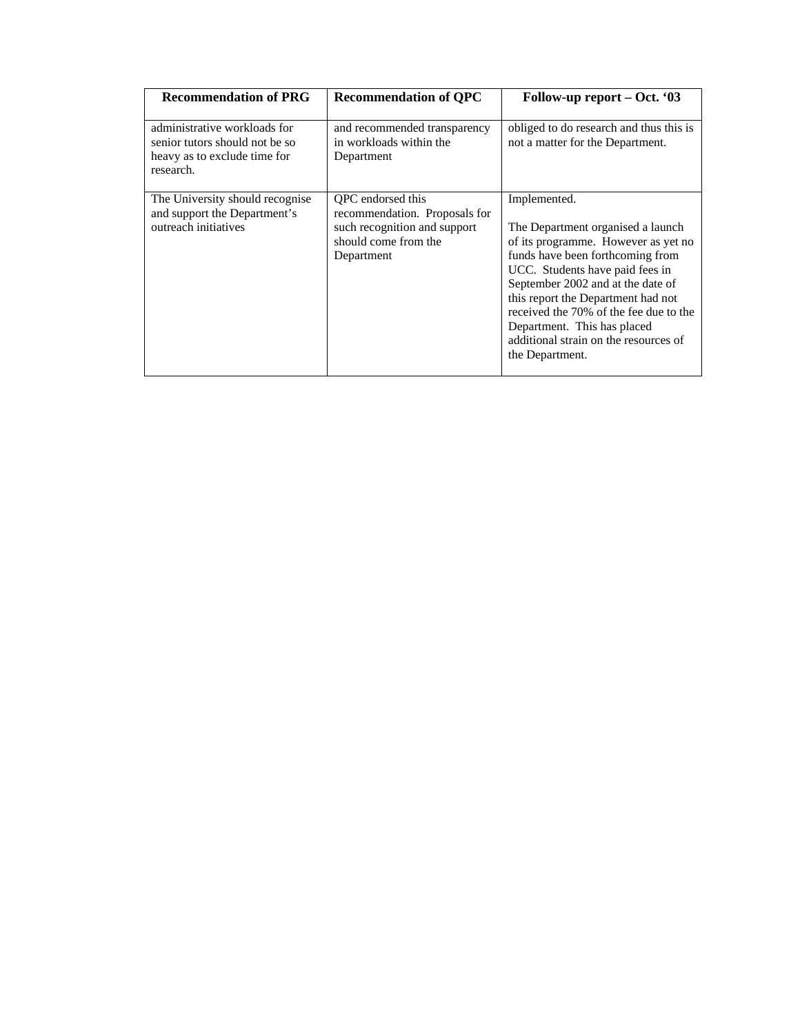| Recommendation of PRG | Recommendation of QPC | Follow-up report – Oct. '03 |
| --- | --- | --- |
| administrative workloads for senior tutors should not be so heavy as to exclude time for research. | and recommended transparency in workloads within the Department | obliged to do research and thus this is not a matter for the Department. |
| The University should recognise and support the Department's outreach initiatives | QPC endorsed this recommendation. Proposals for such recognition and support should come from the Department | Implemented.<br><br>The Department organised a launch of its programme. However as yet no funds have been forthcoming from UCC. Students have paid fees in September 2002 and at the date of this report the Department had not received the 70% of the fee due to the Department. This has placed additional strain on the resources of the Department. |